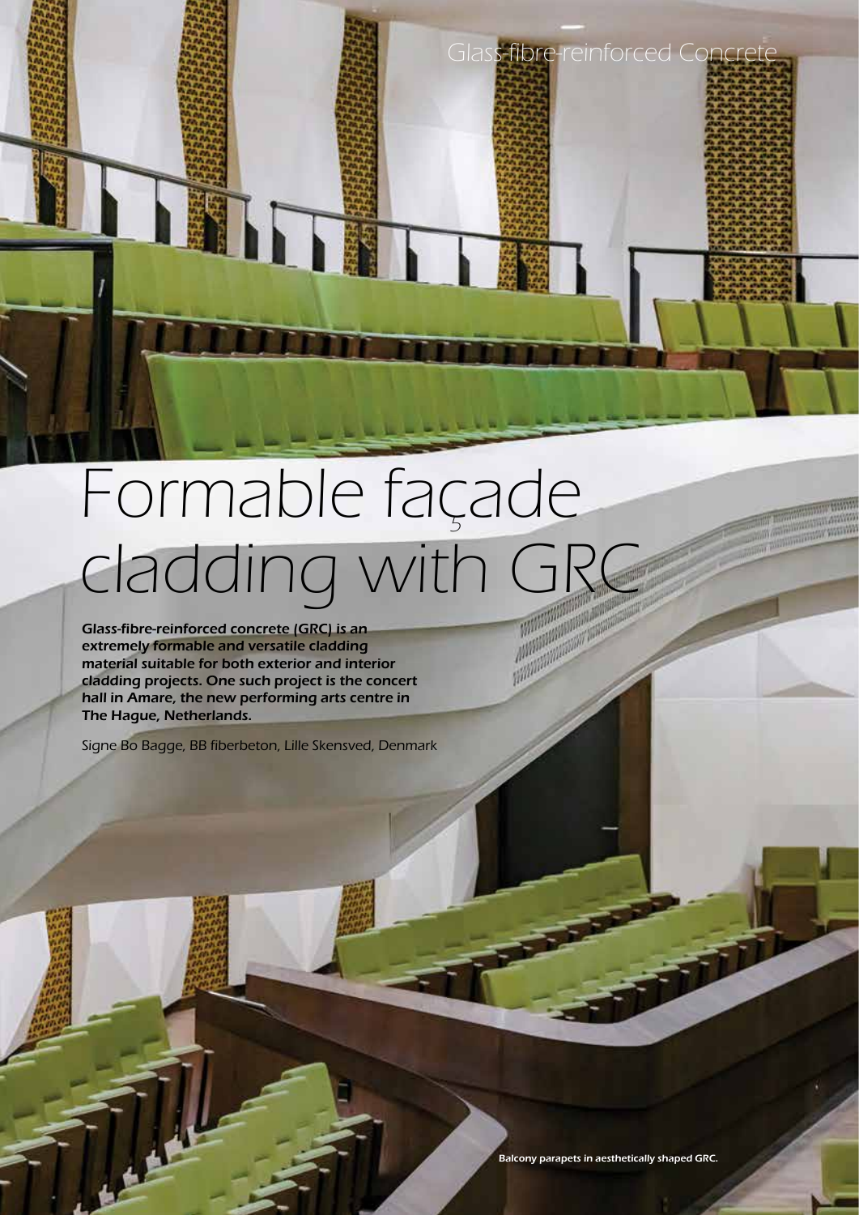# Formable façade cladding with GRC

**Glass-fibre-reinforced concrete (GRC) is an extremely formable and versatile cladding material suitable for both exterior and interior cladding projects. One such project is the concert hall in Amare, the new performing arts centre in The Hague, Netherlands.**

*Signe Bo Bagge, BB fiberbeton, Lille Skensved, Denmark*

Balcony parapets in aesthetically shaped GRC.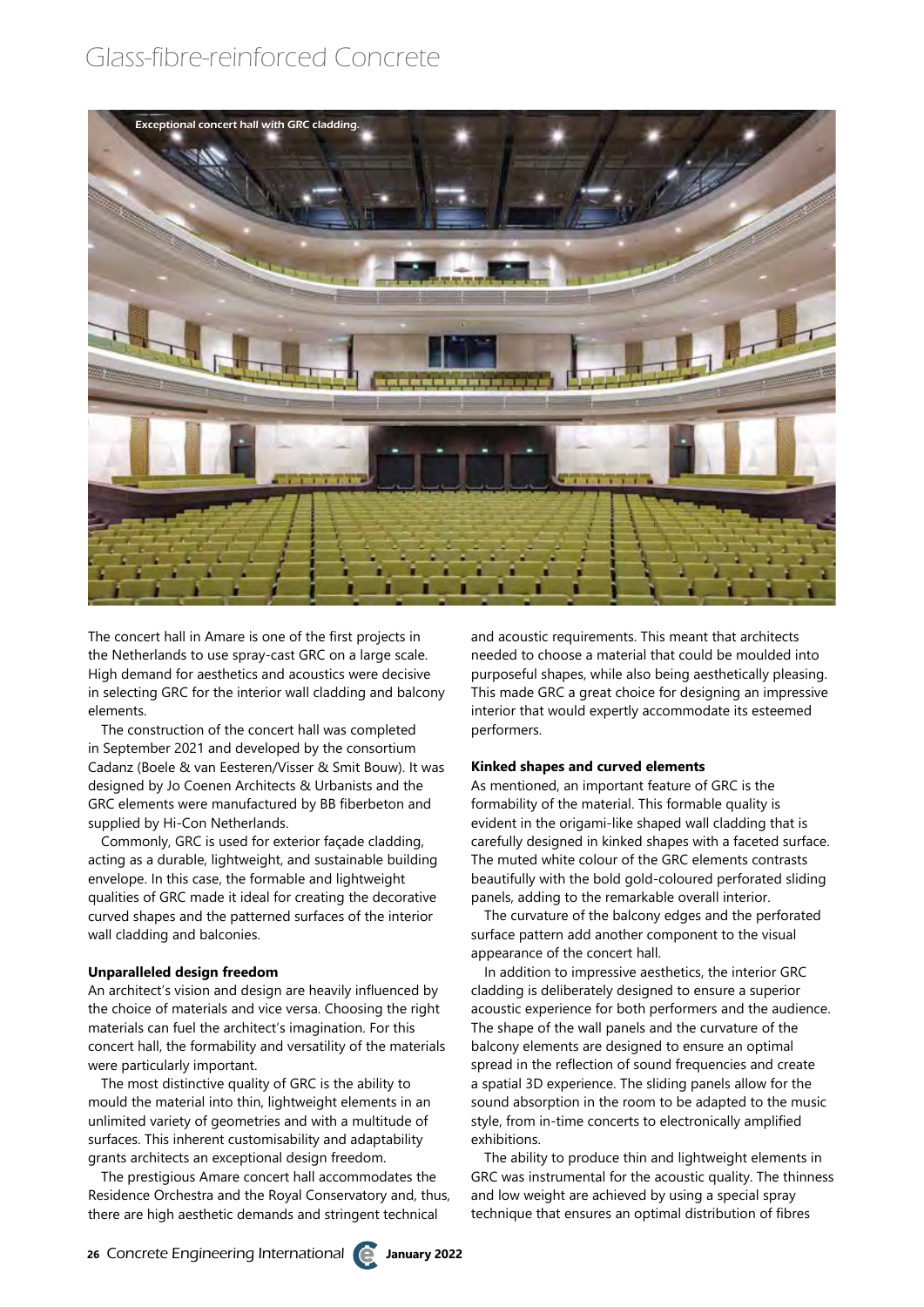Exceptional concert hall with GRC cladding.

The concert hall in Amare is one of the first projects in the Netherlands to use spray-cast GRC on a large scale. High demand for aesthetics and acoustics were decisive in selecting GRC for the interior wall cladding and balcony elements.

The construction of the concert hall was completed in September 2021 and developed by the consortium Cadanz (Boele & van Eesteren/Visser & Smit Bouw). It was designed by Jo Coenen Architects & Urbanists and the GRC elements were manufactured by BB fiberbeton and supplied by Hi-Con Netherlands.

Commonly, GRC is used for exterior façade cladding, acting as a durable, lightweight, and sustainable building envelope. In this case, the formable and lightweight qualities of GRC made it ideal for creating the decorative curved shapes and the patterned surfaces of the interior wall cladding and balconies.

**Unparalleled design freedom**

An architect's vision and design are heavily influenced by the choice of materials and vice versa. Choosing the right materials can fuel the architect's imagination. For this concert hall, the formability and versatility of the materials were particularly important.

The most distinctive quality of GRC is the ability to mould the material into thin, lightweight elements in an unlimited variety of geometries and with a multitude of surfaces. This inherent customisability and adaptability grants architects an exceptional design freedom.

The prestigious Amare concert hall accommodates the Residence Orchestra and the Royal Conservatory and, thus, there are high aesthetic demands and stringent technical and acoustic requirements. This meant that architects needed to choose a material that could be moulded into purposeful shapes, while also being aesthetically pleasing. This made GRC a great choice for designing an impressive interior that would expertly accommodate its esteemed performers.

**Kinked shapes and curved elements**

As mentioned, an important feature of GRC is the formability of the material. This formable quality is evident in the origami-like shaped wall cladding that is carefully designed in kinked shapes with a faceted surface. The muted white colour of the GRC elements contrasts beautifully with the bold gold-coloured perforated sliding panels, adding to the remarkable overall interior.

The curvature of the balcony edges and the perforated surface pattern add another component to the visual appearance of the concert hall.

In addition to impressive aesthetics, the interior GRC cladding is deliberately designed to ensure a superior acoustic experience for both performers and the audience. The shape of the wall panels and the curvature of the balcony elements are designed to ensure an optimal spread in the reflection of sound frequencies and create a spatial 3D experience. The sliding panels allow for the sound absorption in the room to be adapted to the music style, from in-time concerts to electronically amplified exhibitions.

The ability to produce thin and lightweight elements in GRC was instrumental for the acoustic quality. The thinness and low weight are achieved by using a special spray technique that ensures an optimal distribution of fibres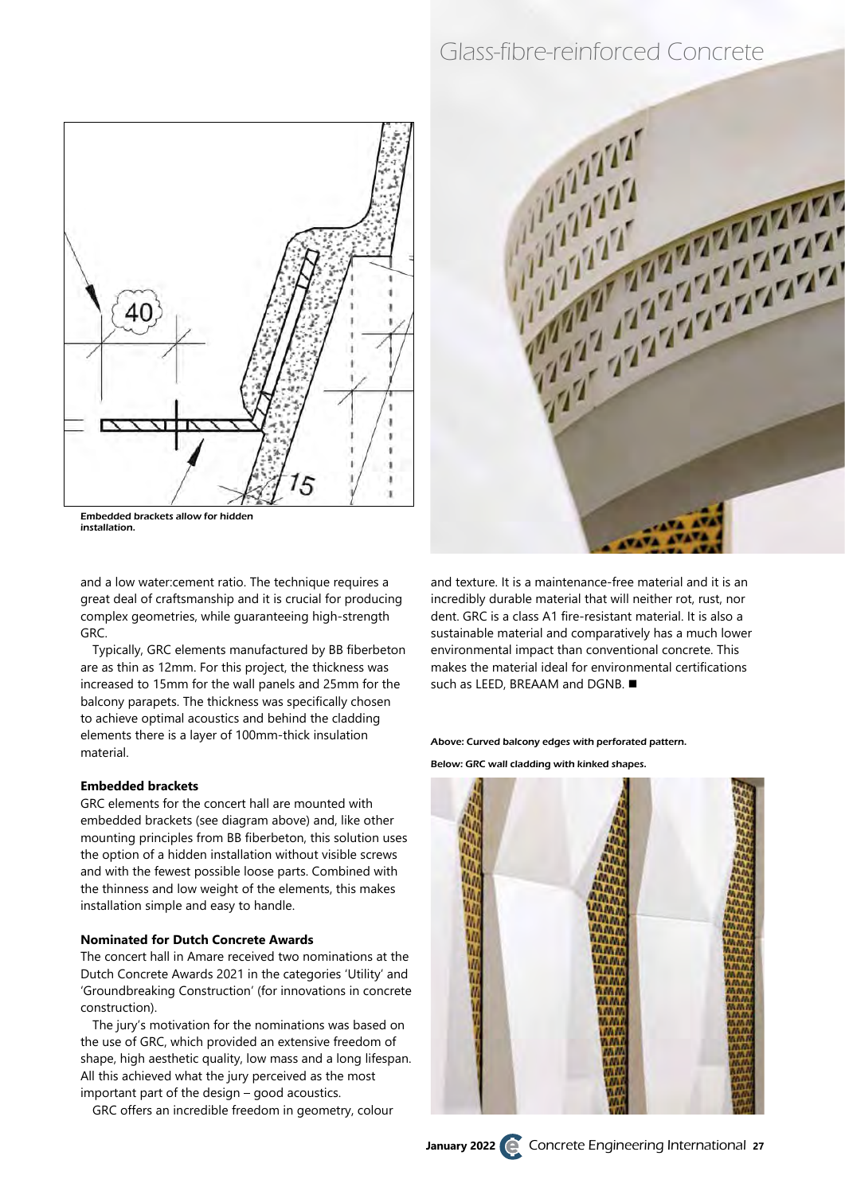Embedded brackets allow for hidden installation.

and a low water:cement ratio. The technique requires a great deal of craftsmanship and it is crucial for producing complex geometries, while guaranteeing high-strength GRC.

Typically, GRC elements manufactured by BB fiberbeton are as thin as 12mm. For this project, the thickness was increased to 15mm for the wall panels and 25mm for the balcony parapets. The thickness was specifically chosen to achieve optimal acoustics and behind the cladding elements there is a layer of 100mm-thick insulation material.

**Embedded brackets**

GRC elements for the concert hall are mounted with embedded brackets (see diagram above) and, like other mounting principles from BB fiberbeton, this solution uses the option of a hidden installation without visible screws and with the fewest possible loose parts. Combined with the thinness and low weight of the elements, this makes installation simple and easy to handle.

**Nominated for Dutch Concrete Awards**

The concert hall in Amare received two nominations at the Dutch Concrete Awards 2021 in the categories 'Utility' and 'Groundbreaking Construction' (for innovations in concrete construction).

The jury's motivation for the nominations was based on the use of GRC, which provided an extensive freedom of shape, high aesthetic quality, low mass and a long lifespan. All this achieved what the jury perceived as the most important part of the design – good acoustics.

GRC offers an incredible freedom in geometry, colour and texture. It is a maintenance-free material and it is an incredibly durable material that will neither rot, rust, nor dent. GRC is a class A1 fire-resistant material. It is also a sustainable material and comparatively has a much lower environmental impact than conventional concrete. This makes the material ideal for environmental certifications such as LEED, BREAAM and DGNB. ■

Above: Curved balcony edges with perforated pattern.

Below: GRC wall cladding with kinked shapes.